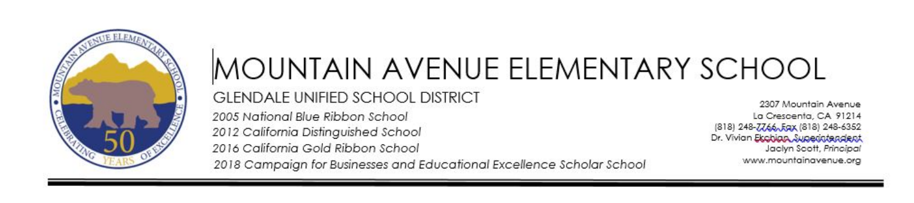# MOUNTAIN AVENUE ELEMENTARY SCHOOL

GLENDALE UNIFIED SCHOOL DISTRICT

*2005 National Blue Ribbon School*
*2012 California Distinguished School*
*2016 California Gold Ribbon School*
*2018 Campaign for Businesses and Educational Excellence Scholar School*

2307 Mountain Avenue
La Crescenta, CA 91214
(818) 248-7766, Fax (818) 248-6352
Dr. Vivian Ekchian, Superintendent
Jaclyn Scott, *Principal*
www.mountainavenue.org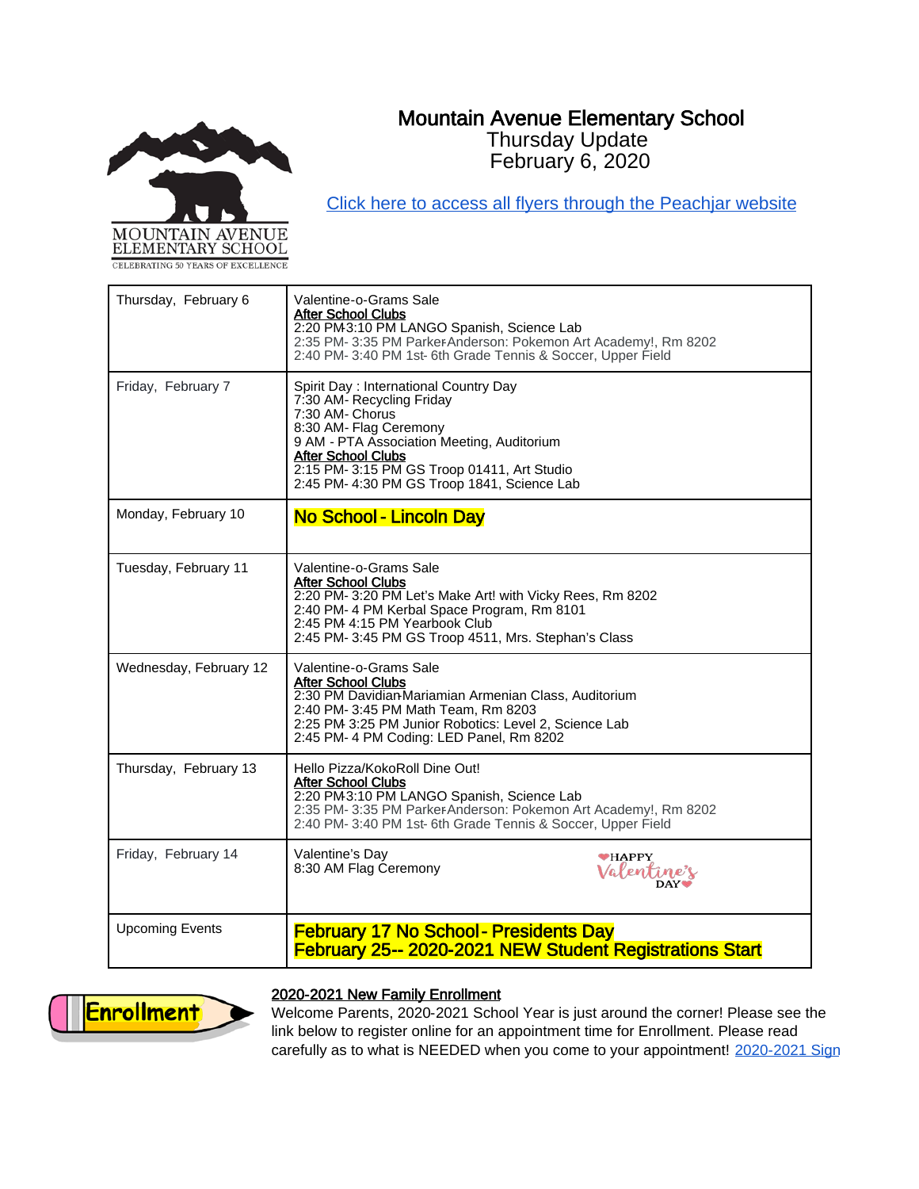# Mountain Avenue Elementary School

Thursday Update

February 6, 2020

[Click here to access all flyers through the Peachjar website]

| | |
|---|---|
| Thursday, February 6 | Valentine-o-Grams Sale<br>**After School Clubs**<br>2:20 PM-3:10 PM LANGO Spanish, Science Lab<br>2:35 PM- 3:35 PM Parker-Anderson: Pokemon Art Academy!, Rm 8202<br>2:40 PM- 3:40 PM 1st- 6th Grade Tennis & Soccer, Upper Field |
| Friday, February 7 | Spirit Day : International Country Day<br>7:30 AM- Recycling Friday<br>7:30 AM- Chorus<br>8:30 AM- Flag Ceremony<br>9 AM - PTA Association Meeting, Auditorium<br>**After School Clubs**<br>2:15 PM- 3:15 PM GS Troop 01411, Art Studio<br>2:45 PM- 4:30 PM GS Troop 1841, Science Lab |
| Monday, February 10 | **No School - Lincoln Day** |
| Tuesday, February 11 | Valentine-o-Grams Sale<br>**After School Clubs**<br>2:20 PM- 3:20 PM Let's Make Art! with Vicky Rees, Rm 8202<br>2:40 PM- 4 PM Kerbal Space Program, Rm 8101<br>2:45 PM- 4:15 PM Yearbook Club<br>2:45 PM- 3:45 PM GS Troop 4511, Mrs. Stephan's Class |
| Wednesday, February 12 | Valentine-o-Grams Sale<br>**After School Clubs**<br>2:30 PM Davidian-Mariamian Armenian Class, Auditorium<br>2:40 PM- 3:45 PM Math Team, Rm 8203<br>2:25 PM- 3:25 PM Junior Robotics: Level 2, Science Lab<br>2:45 PM- 4 PM Coding: LED Panel, Rm 8202 |
| Thursday, February 13 | Hello Pizza/KokoRoll Dine Out!<br>**After School Clubs**<br>2:20 PM-3:10 PM LANGO Spanish, Science Lab<br>2:35 PM- 3:35 PM Parker-Anderson: Pokemon Art Academy!, Rm 8202<br>2:40 PM- 3:40 PM 1st- 6th Grade Tennis & Soccer, Upper Field |
| Friday, February 14 | Valentine's Day<br>8:30 AM Flag Ceremony |
| Upcoming Events | **February 17 No School - Presidents Day**<br>**February 25-- 2020-2021 NEW Student Registrations Start** |

**2020-2021 New Family Enrollment**

Welcome Parents, 2020-2021 School Year is just around the corner! Please see the link below to register online for an appointment time for Enrollment. Please read carefully as to what is NEEDED when you come to your appointment! [2020-2021 Sign]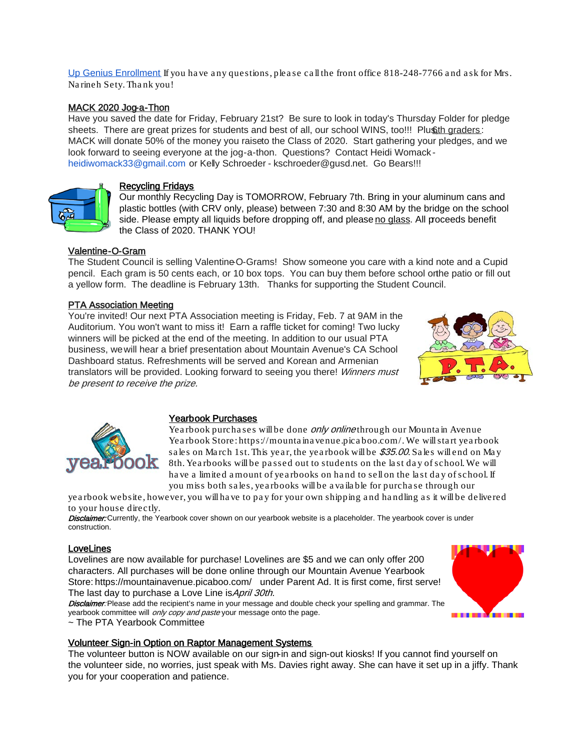Up Genius Enrollment If you have any questions, please call the front office 818-248-7766 and ask for Mrs. Narineh Sety. Thank you!

## MACK 2020 Jog-a-Thon

Have you saved the date for Friday, February 21st? Be sure to look in today's Thursday Folder for pledge sheets. There are great prizes for students and best of all, our school WINS, too!!! Plus, 6th graders: MACK will donate 50% of the money you raise to the Class of 2020. Start gathering your pledges, and we look forward to seeing everyone at the jog-a-thon. Questions? Contact Heidi Womack - heidiwomack33@gmail.com or Kelly Schroeder - kschroeder@gusd.net. Go Bears!!!

## Recycling Fridays

Our monthly Recycling Day is TOMORROW, February 7th. Bring in your aluminum cans and plastic bottles (with CRV only, please) between 7:30 and 8:30 AM by the bridge on the school side. Please empty all liquids before dropping off, and please no glass. All proceeds benefit the Class of 2020. THANK YOU!

## Valentine-O-Gram

The Student Council is selling Valentine-O-Grams! Show someone you care with a kind note and a Cupid pencil. Each gram is 50 cents each, or 10 box tops. You can buy them before school on the patio or fill out a yellow form. The deadline is February 13th. Thanks for supporting the Student Council.

## PTA Association Meeting

You're invited! Our next PTA Association meeting is Friday, Feb. 7 at 9AM in the Auditorium. You won't want to miss it! Earn a raffle ticket for coming! Two lucky winners will be picked at the end of the meeting. In addition to our usual PTA business, we will hear a brief presentation about Mountain Avenue's CA School Dashboard status. Refreshments will be served and Korean and Armenian translators will be provided. Looking forward to seeing you there! *Winners must be present to receive the prize.*

## Yearbook Purchases

Yearbook purchases will be done *only online* through our Mountain Avenue Yearbook Store: https://mountainavenue.picaboo.com/. We will start yearbook sales on March 1st. This year, the yearbook will be *$35.00*. Sales will end on May 8th. Yearbooks will be passed out to students on the last day of school. We will have a limited amount of yearbooks on hand to sell on the last day of school. If you miss both sales, yearbooks will be available for purchase through our yearbook website, however, you will have to pay for your own shipping and handling as it will be delivered to your house directly.

*Disclaimer:* Currently, the Yearbook cover shown on our yearbook website is a placeholder. The yearbook cover is under construction.

## LoveLines

Lovelines are now available for purchase! Lovelines are $5 and we can only offer 200 characters. All purchases will be done online through our Mountain Avenue Yearbook Store: https://mountainavenue.picaboo.com/ under Parent Ad. It is first come, first serve! The last day to purchase a Love Line is *April 30th*.

*Disclaimer:* Please add the recipient's name in your message and double check your spelling and grammar. The yearbook committee will *only copy and paste* your message onto the page.

~ The PTA Yearbook Committee

## Volunteer Sign-in Option on Raptor Management Systems

The volunteer button is NOW available on our sign-in and sign-out kiosks! If you cannot find yourself on the volunteer side, no worries, just speak with Ms. Davies right away. She can have it set up in a jiffy. Thank you for your cooperation and patience.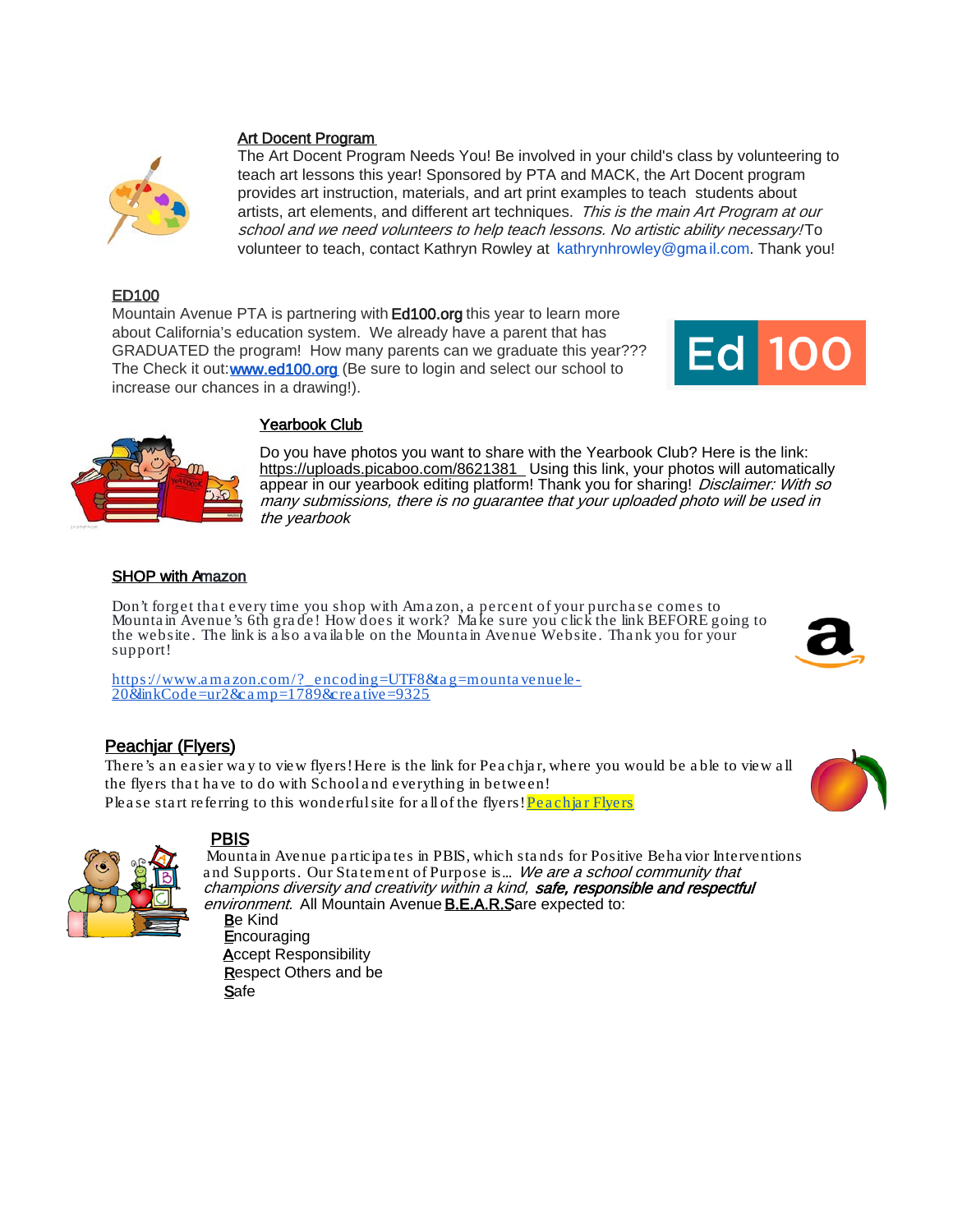## Art Docent Program

The Art Docent Program Needs You! Be involved in your child's class by volunteering to teach art lessons this year! Sponsored by PTA and MACK, the Art Docent program provides art instruction, materials, and art print examples to teach students about artists, art elements, and different art techniques. *This is the main Art Program at our school and we need volunteers to help teach lessons. No artistic ability necessary!* To volunteer to teach, contact Kathryn Rowley at kathrynhrowley@gmail.com. Thank you!

## ED100

Mountain Avenue PTA is partnering with Ed100.org this year to learn more about California's education system. We already have a parent that has GRADUATED the program! How many parents can we graduate this year??? The Check it out: **www.ed100.org** (Be sure to login and select our school to increase our chances in a drawing!).

Ed 100

## Yearbook Club

Do you have photos you want to share with the Yearbook Club? Here is the link: https://uploads.picaboo.com/8621381 Using this link, your photos will automatically appear in our yearbook editing platform! Thank you for sharing! *Disclaimer: With so many submissions, there is no guarantee that your uploaded photo will be used in the yearbook*

## SHOP with Amazon

Don't forget that every time you shop with Amazon, a percent of your purchase comes to Mountain Avenue's 6th grade! How does it work? Make sure you click the link BEFORE going to the website. The link is also available on the Mountain Avenue Website. Thank you for your support!

https://www.amazon.com/?_encoding=UTF8&tag=mountavenuele-20&linkCode=ur2&camp=1789&creative=9325

## Peachjar (Flyers)

There's an easier way to view flyers! Here is the link for Peachjar, where you would be able to view all the flyers that have to do with School and everything in between!
Please start referring to this wonderful site for all of the flyers! Peachjar Flyers

## PBIS

Mountain Avenue participates in PBIS, which stands for Positive Behavior Interventions and Supports. Our Statement of Purpose is... *We are a school community that champions diversity and creativity within a kind, **safe, responsible and respectful** environment.* All Mountain Avenue **B.E.A.R.S.** are expected to:

- **B**e Kind
- **E**ncouraging
- **A**ccept Responsibility
- **R**espect Others and be
- **S**afe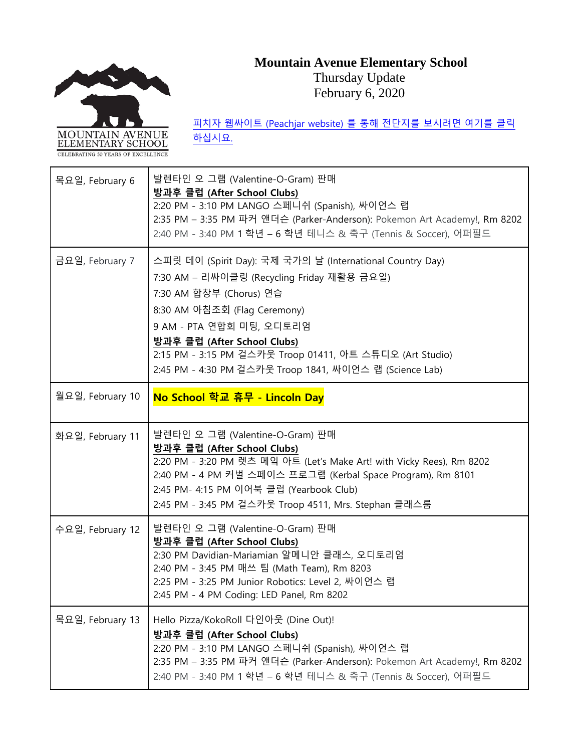# Mountain Avenue Elementary School

Thursday Update

February 6, 2020

[피치자 웹싸이트 (Peachjar website) 를 통해 전단지를 보시려면 여기를 클릭 하십시요.]

| | |
|---|---|
| 목요일, February 6 | 발렌타인 오 그램 (Valentine-O-Gram) 판매<br>**방과후 클럽 (After School Clubs)**<br>2:20 PM - 3:10 PM LANGO 스페니쉬 (Spanish), 싸이언스 랩<br>2:35 PM – 3:35 PM 파커 앤더슨 (Parker-Anderson): Pokemon Art Academy!, Rm 8202<br>2:40 PM - 3:40 PM 1 학년 – 6 학년 테니스 & 축구 (Tennis & Soccer), 어퍼필드 |
| 금요일, February 7 | 스피릿 데이 (Spirit Day): 국제 국가의 날 (International Country Day)<br>7:30 AM – 리싸이클링 (Recycling Friday 재활용 금요일)<br>7:30 AM 합창부 (Chorus) 연습<br>8:30 AM 아침조회 (Flag Ceremony)<br>9 AM - PTA 연합회 미팅, 오디토리엄<br>**방과후 클럽 (After School Clubs)**<br>2:15 PM - 3:15 PM 걸스카웃 Troop 01411, 아트 스튜디오 (Art Studio)<br>2:45 PM - 4:30 PM 걸스카웃 Troop 1841, 싸이언스 랩 (Science Lab) |
| 월요일, February 10 | **No School 학교 휴무 - Lincoln Day** |
| 화요일, February 11 | 발렌타인 오 그램 (Valentine-O-Gram) 판매<br>**방과후 클럽 (After School Clubs)**<br>2:20 PM - 3:20 PM 렛츠 메잌 아트 (Let's Make Art! with Vicky Rees), Rm 8202<br>2:40 PM - 4 PM 커벌 스페이스 프로그램 (Kerbal Space Program), Rm 8101<br>2:45 PM- 4:15 PM 이어북 클럽 (Yearbook Club)<br>2:45 PM - 3:45 PM 걸스카웃 Troop 4511, Mrs. Stephan 클래스룸 |
| 수요일, February 12 | 발렌타인 오 그램 (Valentine-O-Gram) 판매<br>**방과후 클럽 (After School Clubs)**<br>2:30 PM Davidian-Mariamian 알메니안 클래스, 오디토리엄<br>2:40 PM - 3:45 PM 매쓰 팀 (Math Team), Rm 8203<br>2:25 PM - 3:25 PM Junior Robotics: Level 2, 싸이언스 랩<br>2:45 PM - 4 PM Coding: LED Panel, Rm 8202 |
| 목요일, February 13 | Hello Pizza/KokoRoll 다인아웃 (Dine Out)!<br>**방과후 클럽 (After School Clubs)**<br>2:20 PM - 3:10 PM LANGO 스페니쉬 (Spanish), 싸이언스 랩<br>2:35 PM – 3:35 PM 파커 앤더슨 (Parker-Anderson): Pokemon Art Academy!, Rm 8202<br>2:40 PM - 3:40 PM 1 학년 – 6 학년 테니스 & 축구 (Tennis & Soccer), 어퍼필드 |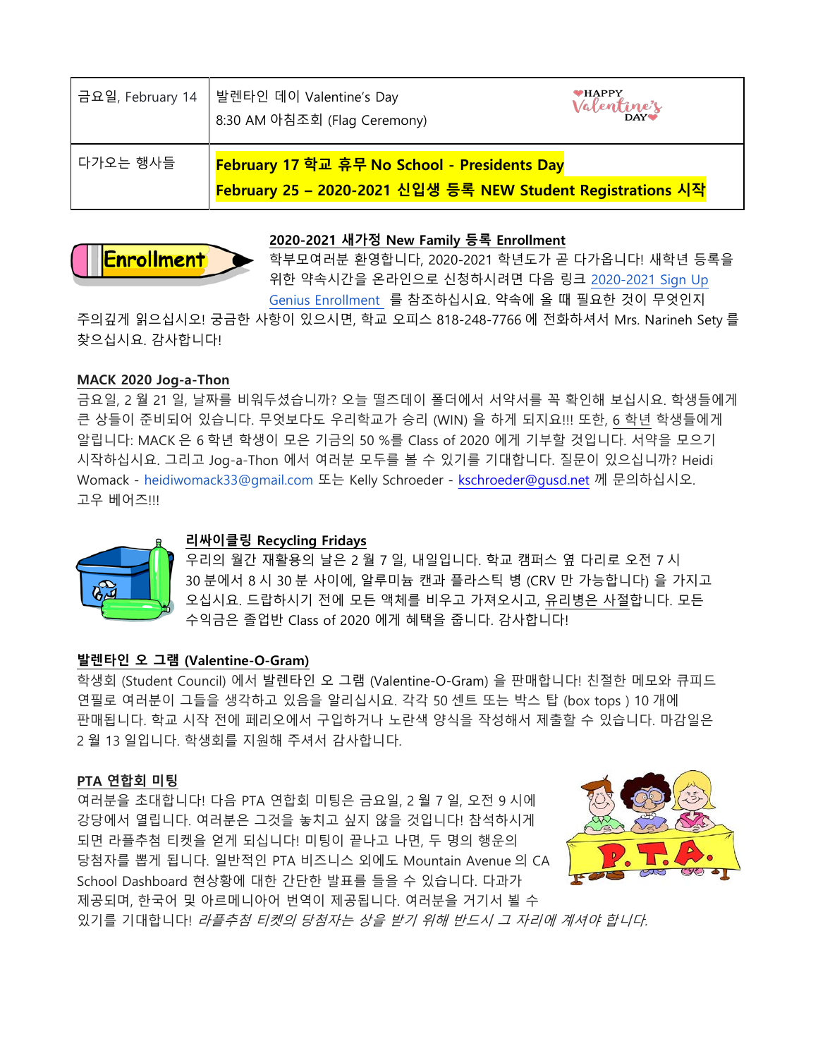| 금요일, February 14 | 발렌타인 데이 Valentine's Day<br>8:30 AM 아침조회 (Flag Ceremony) |
|---|---|
| 다가오는 행사들 | **February 17 학교 휴무 No School - Presidents Day**<br>**February 25 – 2020-2021 신입생 등록 NEW Student Registrations 시작** |

### 2020-2021 새가정 New Family 등록 Enrollment

학부모여러분 환영합니다, 2020-2021 학년도가 곧 다가옵니다! 새학년 등록을 위한 약속시간을 온라인으로 신청하시려면 다음 링크 2020-2021 Sign Up Genius Enrollment 를 참조하십시요. 약속에 올 때 필요한 것이 무엇인지 주의깊게 읽으십시오! 궁금한 사항이 있으시면, 학교 오피스 818-248-7766 에 전화하셔서 Mrs. Narineh Sety 를 찾으십시요. 감사합니다!

### MACK 2020 Jog-a-Thon

금요일, 2 월 21 일, 날짜를 비워두셨습니까? 오늘 떨즈데이 폴더에서 서약서를 꼭 확인해 보십시요. 학생들에게 큰 상들이 준비되어 있습니다. 무엇보다도 우리학교가 승리 (WIN) 을 하게 되지요!!! 또한, 6 학년 학생들에게 알립니다: MACK 은 6 학년 학생이 모은 기금의 50 %를 Class of 2020 에게 기부할 것입니다. 서약을 모으기 시작하십시요. 그리고 Jog-a-Thon 에서 여러분 모두를 볼 수 있기를 기대합니다. 질문이 있으십니까? Heidi Womack - heidiwomack33@gmail.com 또는 Kelly Schroeder - kschroeder@gusd.net 께 문의하십시오.
고우 베어즈!!!

### 리싸이클링 Recycling Fridays

우리의 월간 재활용의 날은 2 월 7 일, 내일입니다. 학교 캠퍼스 옆 다리로 오전 7 시 30 분에서 8 시 30 분 사이에, 알루미늄 캔과 플라스틱 병 (CRV 만 가능합니다) 을 가지고 오십시요. 드랍하시기 전에 모든 액체를 비우고 가져오시고, 유리병은 사절합니다. 모든 수익금은 졸업반 Class of 2020 에게 혜택을 줍니다. 감사합니다!

### 발렌타인 오 그램 (Valentine-O-Gram)

학생회 (Student Council) 에서 발렌타인 오 그램 (Valentine-O-Gram) 을 판매합니다! 친절한 메모와 큐피드 연필로 여러분이 그들을 생각하고 있음을 알리십시요. 각각 50 센트 또는 박스 탑 (box tops ) 10 개에 판매됩니다. 학교 시작 전에 페리오에서 구입하거나 노란색 양식을 작성해서 제출할 수 있습니다. 마감일은 2 월 13 일입니다. 학생회를 지원해 주셔서 감사합니다.

### PTA 연합회 미팅

여러분을 초대합니다! 다음 PTA 연합회 미팅은 금요일, 2 월 7 일, 오전 9 시에 강당에서 열립니다. 여러분은 그것을 놓치고 싶지 않을 것입니다! 참석하시게 되면 라플추첨 티켓을 얻게 되십니다! 미팅이 끝나고 나면, 두 명의 행운의 당첨자를 뽑게 됩니다. 일반적인 PTA 비즈니스 외에도 Mountain Avenue 의 CA School Dashboard 현상황에 대한 간단한 발표를 들을 수 있습니다. 다과가 제공되며, 한국어 및 아르메니아어 번역이 제공됩니다. 여러분을 거기서 뵐 수 있기를 기대합니다! *라플추첨 티켓의 당첨자는 상을 받기 위해 반드시 그 자리에 계셔야 합니다.*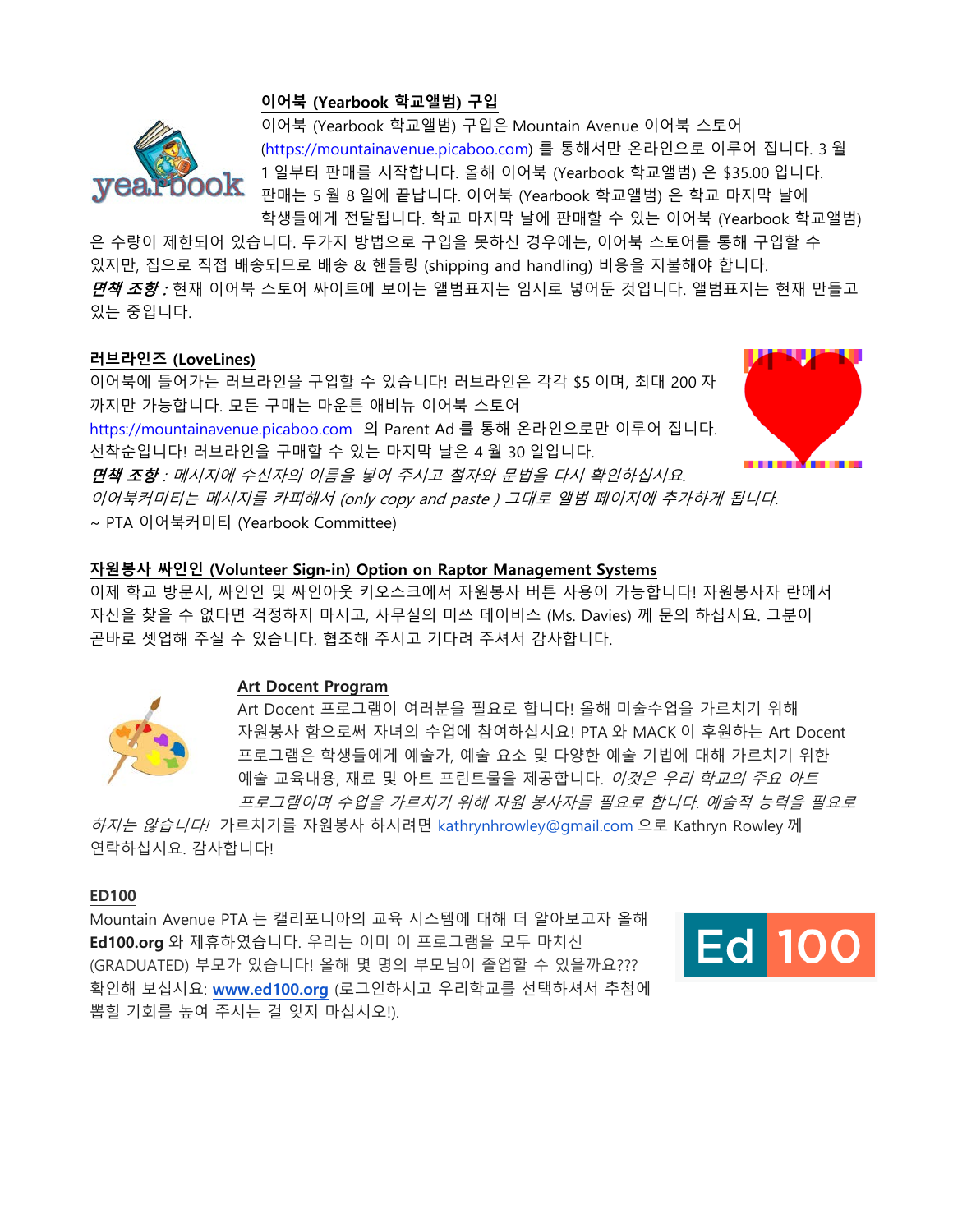## 이어북 (Yearbook 학교앨범) 구입

이어북 (Yearbook 학교앨범) 구입은 Mountain Avenue 이어북 스토어 (https://mountainavenue.picaboo.com) 를 통해서만 온라인으로 이루어 집니다. 3 월 1 일부터 판매를 시작합니다. 올해 이어북 (Yearbook 학교앨범) 은 $35.00 입니다. 판매는 5 월 8 일에 끝납니다. 이어북 (Yearbook 학교앨범) 은 학교 마지막 날에 학생들에게 전달됩니다. 학교 마지막 날에 판매할 수 있는 이어북 (Yearbook 학교앨범) 은 수량이 제한되어 있습니다. 두가지 방법으로 구입을 못하신 경우에는, 이어북 스토어를 통해 구입할 수 있지만, 집으로 직접 배송되므로 배송 & 핸들링 (shipping and handling) 비용을 지불해야 합니다.

***면책 조항 :*** 현재 이어북 스토어 싸이트에 보이는 앨범표지는 임시로 넣어둔 것입니다. 앨범표지는 현재 만들고 있는 중입니다.

## 러브라인즈 (LoveLines)

이어북에 들어가는 러브라인을 구입할 수 있습니다! 러브라인은 각각 $5 이며, 최대 200 자 까지만 가능합니다. 모든 구매는 마운튼 애비뉴 이어북 스토어 https://mountainavenue.picaboo.com 의 Parent Ad 를 통해 온라인으로만 이루어 집니다. 선착순입니다! 러브라인을 구매할 수 있는 마지막 날은 4 월 30 일입니다.

***면책 조항*** *: 메시지에 수신자의 이름을 넣어 주시고 철자와 문법을 다시 확인하십시요. 이어북커미티는 메시지를 카피해서 (only copy and paste ) 그대로 앨범 페이지에 추가하게 됩니다.*

~ PTA 이어북커미티 (Yearbook Committee)

## 자원봉사 싸인인 (Volunteer Sign-in) Option on Raptor Management Systems

이제 학교 방문시, 싸인인 및 싸인아웃 키오스크에서 자원봉사 버튼 사용이 가능합니다! 자원봉사자 란에서 자신을 찾을 수 없다면 걱정하지 마시고, 사무실의 미쓰 데이비스 (Ms. Davies) 께 문의 하십시요. 그분이 곧바로 셋업해 주실 수 있습니다. 협조해 주시고 기다려 주셔서 감사합니다.

## Art Docent Program

Art Docent 프로그램이 여러분을 필요로 합니다! 올해 미술수업을 가르치기 위해 자원봉사 함으로써 자녀의 수업에 참여하십시요! PTA 와 MACK 이 후원하는 Art Docent 프로그램은 학생들에게 예술가, 예술 요소 및 다양한 예술 기법에 대해 가르치기 위한 예술 교육내용, 재료 및 아트 프린트물을 제공합니다. *이것은 우리 학교의 주요 아트 프로그램이며 수업을 가르치기 위해 자원 봉사자를 필요로 합니다. 예술적 능력을 필요로 하지는 않습니다!* 가르치기를 자원봉사 하시려면 kathrynhrowley@gmail.com 으로 Kathryn Rowley 께 연락하십시요. 감사합니다!

## ED100

Mountain Avenue PTA 는 캘리포니아의 교육 시스템에 대해 더 알아보고자 올해 **Ed100.org** 와 제휴하였습니다. 우리는 이미 이 프로그램을 모두 마치신 (GRADUATED) 부모가 있습니다! 올해 몇 명의 부모님이 졸업할 수 있을까요??? 확인해 보십시요: **www.ed100.org** (로그인하시고 우리학교를 선택하셔서 추첨에 뽑힐 기회를 높여 주시는 걸 잊지 마십시오!).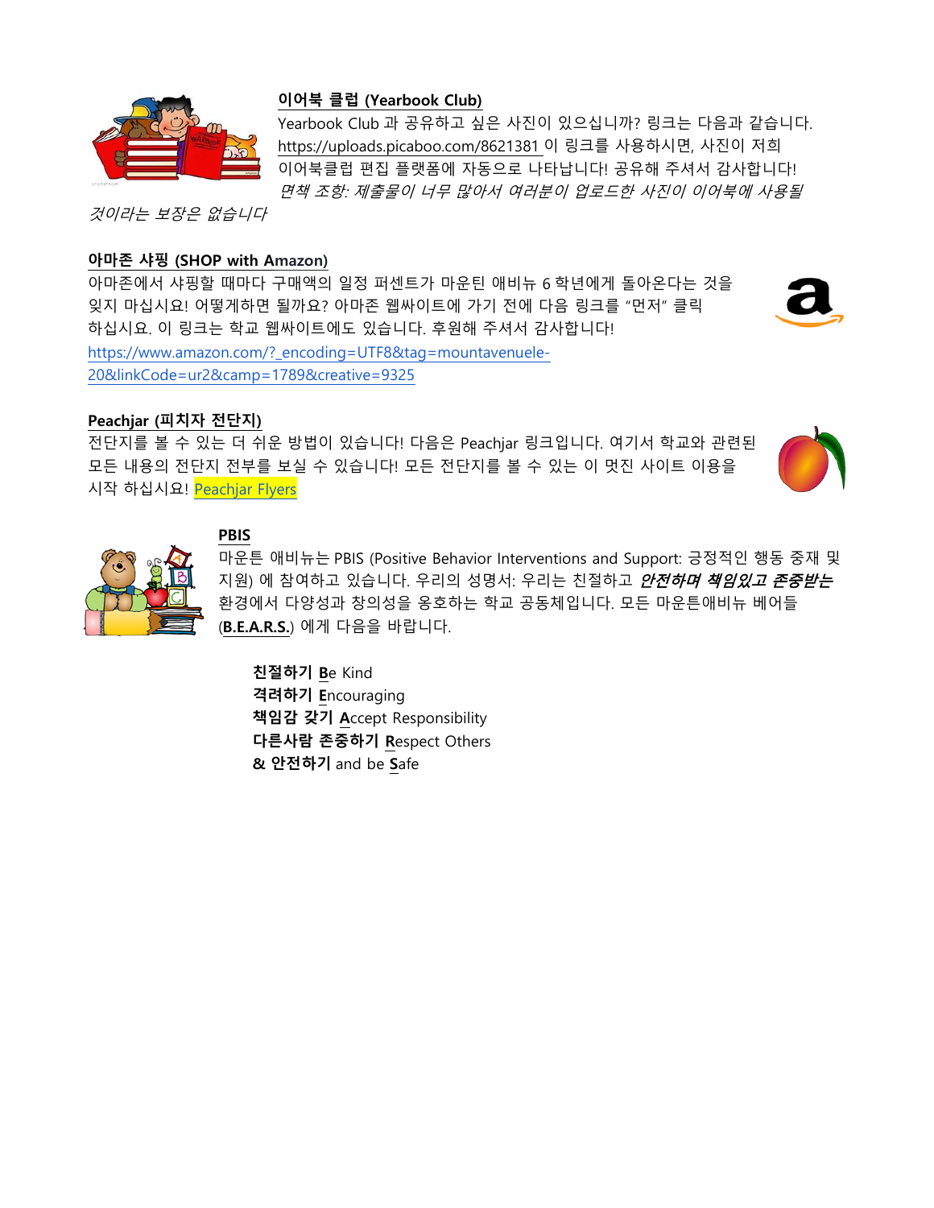**이어북 클럽 (Yearbook Club)**

Yearbook Club 과 공유하고 싶은 사진이 있으십니까? 링크는 다음과 같습니다. https://uploads.picaboo.com/8621381 이 링크를 사용하시면, 사진이 저희 이어북클럽 편집 플랫폼에 자동으로 나타납니다! 공유해 주셔서 감사합니다! *면책 조항: 제출물이 너무 많아서 여러분이 업로드한 사진이 이어북에 사용될 것이라는 보장은 없습니다*

**아마존 샤핑 (SHOP with Amazon)**

아마존에서 샤핑할 때마다 구매액의 일정 퍼센트가 마운틴 애비뉴 6 학년에게 돌아온다는 것을 잊지 마십시요! 어떻게하면 될까요? 아마존 웹싸이트에 가기 전에 다음 링크를 "먼저" 클릭 하십시요. 이 링크는 학교 웹싸이트에도 있습니다. 후원해 주셔서 감사합니다!

https://www.amazon.com/?_encoding=UTF8&tag=mountavenuele-20&linkCode=ur2&camp=1789&creative=9325

**Peachjar (피치자 전단지)**

전단지를 볼 수 있는 더 쉬운 방법이 있습니다! 다음은 Peachjar 링크입니다. 여기서 학교와 관련된 모든 내용의 전단지 전부를 보실 수 있습니다! 모든 전단지를 볼 수 있는 이 멋진 사이트 이용을 시작 하십시요! Peachjar Flyers

**PBIS**

마운튼 애비뉴는 PBIS (Positive Behavior Interventions and Support: 긍정적인 행동 중재 및 지원) 에 참여하고 있습니다. 우리의 성명서: 우리는 친절하고 ***안전하며 책임있고 존중받는*** 환경에서 다양성과 창의성을 옹호하는 학교 공동체입니다. 모든 마운튼애비뉴 베어들 (**B.E.A.R.S.**) 에게 다음을 바랍니다.

**친절하기** **B**e Kind
**격려하기** **E**ncouraging
**책임감 갖기** **A**ccept Responsibility
**다른사람 존중하기** **R**espect Others
**& 안전하기** and be **S**afe